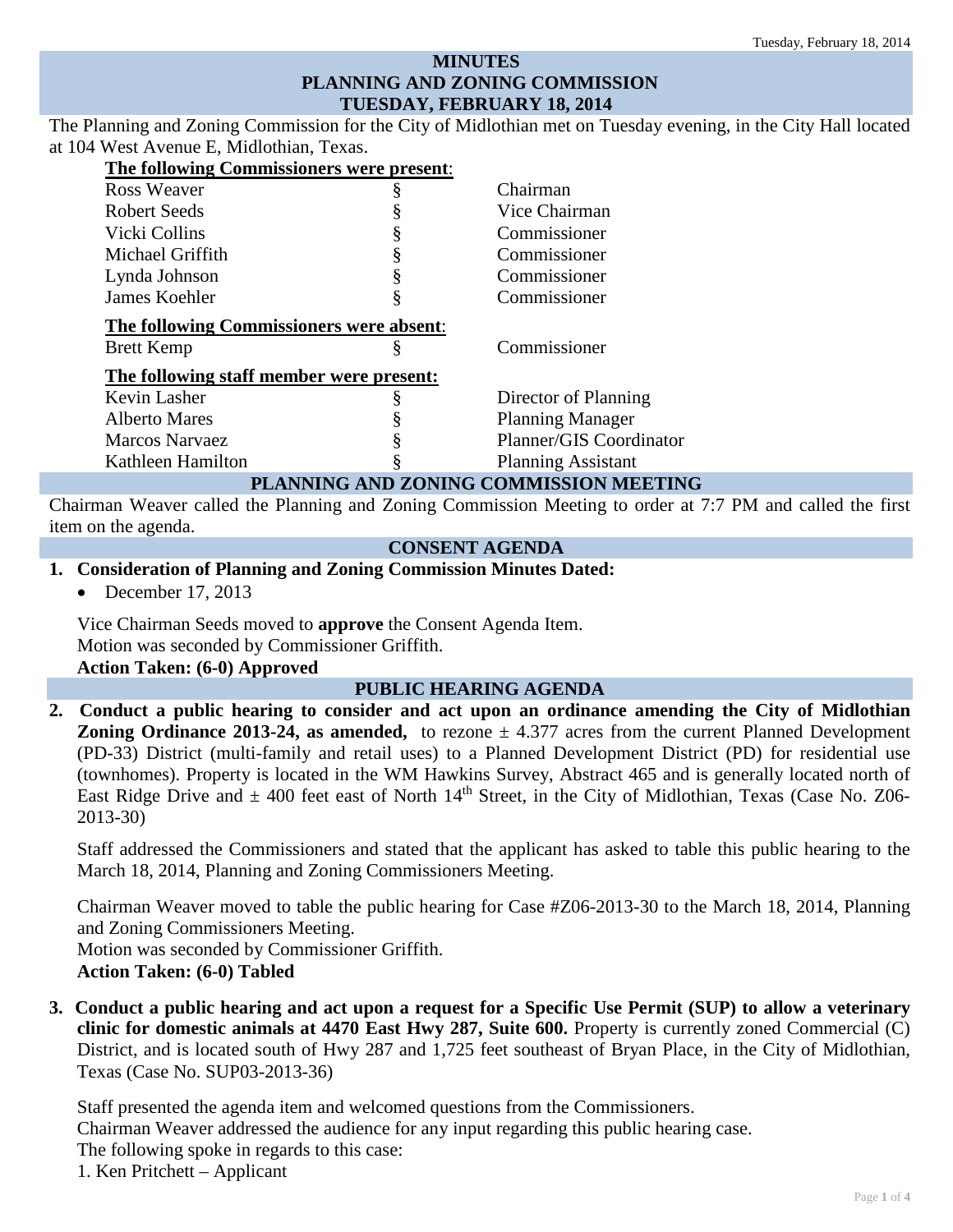# MINUTES
# PLANNING AND ZONING COMMISSION
# TUESDAY, FEBRUARY 18, 2014

The Planning and Zoning Commission for the City of Midlothian met on Tuesday evening, in the City Hall located at 104 West Avenue E, Midlothian, Texas.

**The following Commissioners were present**:

| | | |
|---|---|---|
| Ross Weaver | § | Chairman |
| Robert Seeds | § | Vice Chairman |
| Vicki Collins | § | Commissioner |
| Michael Griffith | § | Commissioner |
| Lynda Johnson | § | Commissioner |
| James Koehler | § | Commissioner |

**The following Commissioners were absent**:

| | | |
|---|---|---|
| Brett Kemp | § | Commissioner |

**The following staff member were present:**

| | | |
|---|---|---|
| Kevin Lasher | § | Director of Planning |
| Alberto Mares | § | Planning Manager |
| Marcos Narvaez | § | Planner/GIS Coordinator |
| Kathleen Hamilton | § | Planning Assistant |

## PLANNING AND ZONING COMMISSION MEETING

Chairman Weaver called the Planning and Zoning Commission Meeting to order at 7:7 PM and called the first item on the agenda.

## CONSENT AGENDA

**1. Consideration of Planning and Zoning Commission Minutes Dated:**

- December 17, 2013

Vice Chairman Seeds moved to **approve** the Consent Agenda Item.
Motion was seconded by Commissioner Griffith.
**Action Taken: (6-0) Approved**

## PUBLIC HEARING AGENDA

**2. Conduct a public hearing to consider and act upon an ordinance amending the City of Midlothian Zoning Ordinance 2013-24, as amended,** to rezone ± 4.377 acres from the current Planned Development (PD-33) District (multi-family and retail uses) to a Planned Development District (PD) for residential use (townhomes). Property is located in the WM Hawkins Survey, Abstract 465 and is generally located north of East Ridge Drive and ± 400 feet east of North 14th Street, in the City of Midlothian, Texas (Case No. Z06-2013-30)

Staff addressed the Commissioners and stated that the applicant has asked to table this public hearing to the March 18, 2014, Planning and Zoning Commissioners Meeting.

Chairman Weaver moved to table the public hearing for Case #Z06-2013-30 to the March 18, 2014, Planning and Zoning Commissioners Meeting.
Motion was seconded by Commissioner Griffith.
**Action Taken: (6-0) Tabled**

**3. Conduct a public hearing and act upon a request for a Specific Use Permit (SUP) to allow a veterinary clinic for domestic animals at 4470 East Hwy 287, Suite 600.** Property is currently zoned Commercial (C) District, and is located south of Hwy 287 and 1,725 feet southeast of Bryan Place, in the City of Midlothian, Texas (Case No. SUP03-2013-36)

Staff presented the agenda item and welcomed questions from the Commissioners.
Chairman Weaver addressed the audience for any input regarding this public hearing case.
The following spoke in regards to this case:
1. Ken Pritchett – Applicant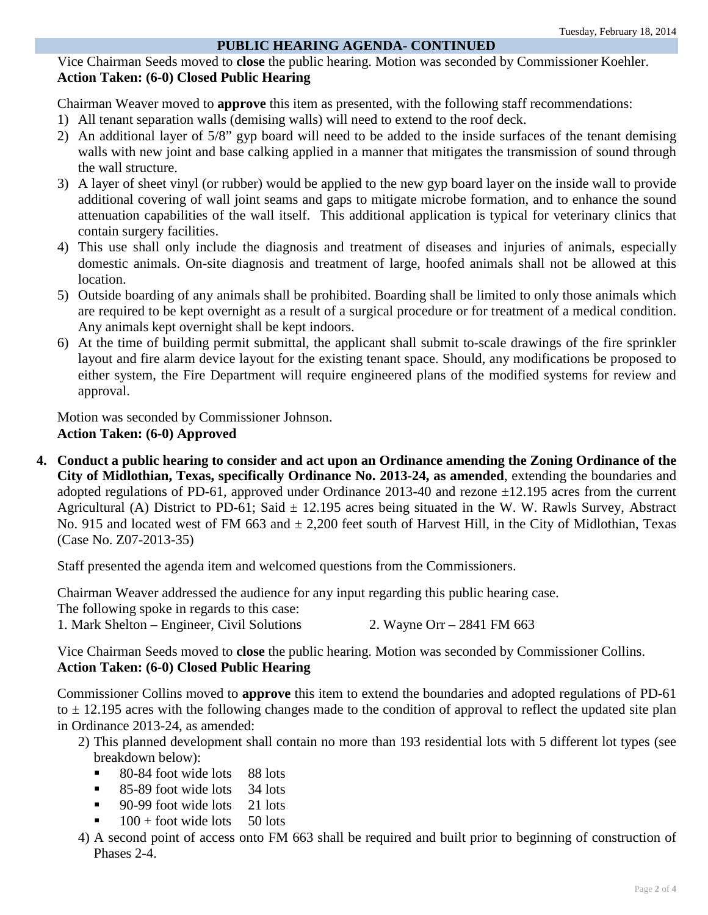## PUBLIC HEARING AGENDA- CONTINUED

Vice Chairman Seeds moved to **close** the public hearing. Motion was seconded by Commissioner Koehler.
**Action Taken: (6-0) Closed Public Hearing**

Chairman Weaver moved to **approve** this item as presented, with the following staff recommendations:

1) All tenant separation walls (demising walls) will need to extend to the roof deck.
2) An additional layer of 5/8" gyp board will need to be added to the inside surfaces of the tenant demising walls with new joint and base calking applied in a manner that mitigates the transmission of sound through the wall structure.
3) A layer of sheet vinyl (or rubber) would be applied to the new gyp board layer on the inside wall to provide additional covering of wall joint seams and gaps to mitigate microbe formation, and to enhance the sound attenuation capabilities of the wall itself. This additional application is typical for veterinary clinics that contain surgery facilities.
4) This use shall only include the diagnosis and treatment of diseases and injuries of animals, especially domestic animals. On-site diagnosis and treatment of large, hoofed animals shall not be allowed at this location.
5) Outside boarding of any animals shall be prohibited. Boarding shall be limited to only those animals which are required to be kept overnight as a result of a surgical procedure or for treatment of a medical condition. Any animals kept overnight shall be kept indoors.
6) At the time of building permit submittal, the applicant shall submit to-scale drawings of the fire sprinkler layout and fire alarm device layout for the existing tenant space. Should, any modifications be proposed to either system, the Fire Department will require engineered plans of the modified systems for review and approval.

Motion was seconded by Commissioner Johnson.
**Action Taken: (6-0) Approved**

**4. Conduct a public hearing to consider and act upon an Ordinance amending the Zoning Ordinance of the City of Midlothian, Texas, specifically Ordinance No. 2013-24, as amended**, extending the boundaries and adopted regulations of PD-61, approved under Ordinance 2013-40 and rezone ±12.195 acres from the current Agricultural (A) District to PD-61; Said ± 12.195 acres being situated in the W. W. Rawls Survey, Abstract No. 915 and located west of FM 663 and ± 2,200 feet south of Harvest Hill, in the City of Midlothian, Texas (Case No. Z07-2013-35)

Staff presented the agenda item and welcomed questions from the Commissioners.

Chairman Weaver addressed the audience for any input regarding this public hearing case.
The following spoke in regards to this case:
1. Mark Shelton – Engineer, Civil Solutions
2. Wayne Orr – 2841 FM 663

Vice Chairman Seeds moved to **close** the public hearing. Motion was seconded by Commissioner Collins.
**Action Taken: (6-0) Closed Public Hearing**

Commissioner Collins moved to **approve** this item to extend the boundaries and adopted regulations of PD-61 to ± 12.195 acres with the following changes made to the condition of approval to reflect the updated site plan in Ordinance 2013-24, as amended:

2) This planned development shall contain no more than 193 residential lots with 5 different lot types (see breakdown below):
   - 80-84 foot wide lots 88 lots
   - 85-89 foot wide lots 34 lots
   - 90-99 foot wide lots 21 lots
   - 100 + foot wide lots 50 lots

4) A second point of access onto FM 663 shall be required and built prior to beginning of construction of Phases 2-4.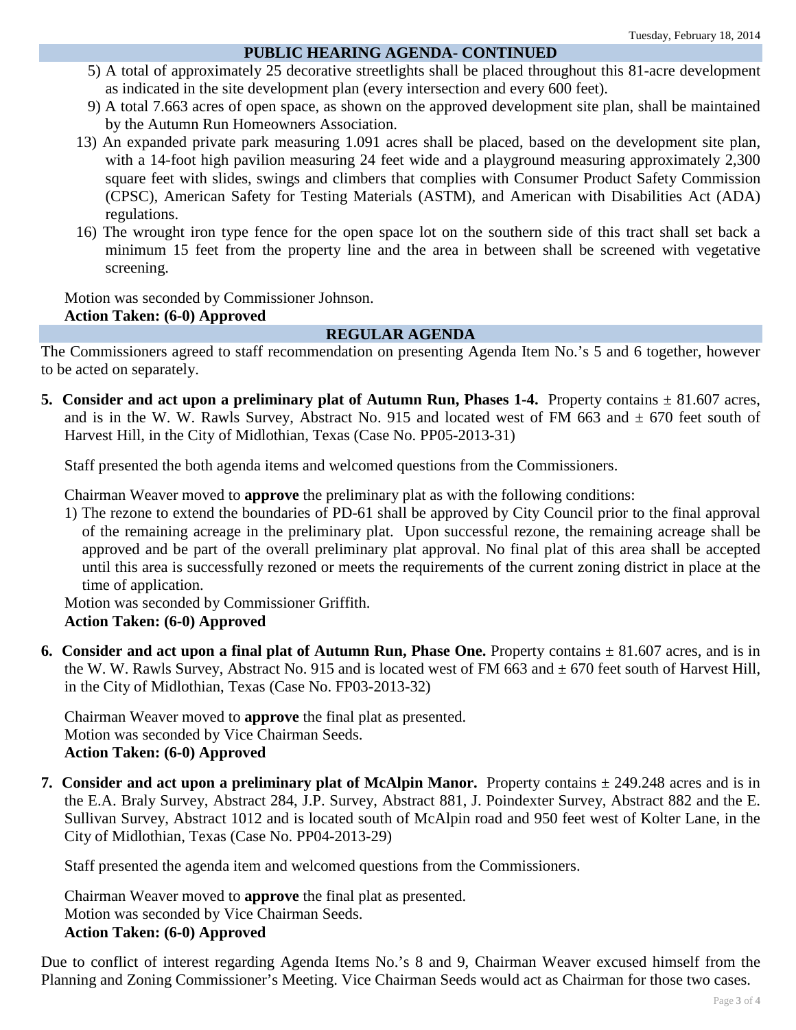## PUBLIC HEARING AGENDA- CONTINUED

5) A total of approximately 25 decorative streetlights shall be placed throughout this 81-acre development as indicated in the site development plan (every intersection and every 600 feet).

9) A total 7.663 acres of open space, as shown on the approved development site plan, shall be maintained by the Autumn Run Homeowners Association.

13) An expanded private park measuring 1.091 acres shall be placed, based on the development site plan, with a 14-foot high pavilion measuring 24 feet wide and a playground measuring approximately 2,300 square feet with slides, swings and climbers that complies with Consumer Product Safety Commission (CPSC), American Safety for Testing Materials (ASTM), and American with Disabilities Act (ADA) regulations.

16) The wrought iron type fence for the open space lot on the southern side of this tract shall set back a minimum 15 feet from the property line and the area in between shall be screened with vegetative screening.

Motion was seconded by Commissioner Johnson.
**Action Taken: (6-0) Approved**

## REGULAR AGENDA

The Commissioners agreed to staff recommendation on presenting Agenda Item No.'s 5 and 6 together, however to be acted on separately.

**5. Consider and act upon a preliminary plat of Autumn Run, Phases 1-4.** Property contains ± 81.607 acres, and is in the W. W. Rawls Survey, Abstract No. 915 and located west of FM 663 and ± 670 feet south of Harvest Hill, in the City of Midlothian, Texas (Case No. PP05-2013-31)

Staff presented the both agenda items and welcomed questions from the Commissioners.

Chairman Weaver moved to **approve** the preliminary plat as with the following conditions:

1) The rezone to extend the boundaries of PD-61 shall be approved by City Council prior to the final approval of the remaining acreage in the preliminary plat. Upon successful rezone, the remaining acreage shall be approved and be part of the overall preliminary plat approval. No final plat of this area shall be accepted until this area is successfully rezoned or meets the requirements of the current zoning district in place at the time of application.

Motion was seconded by Commissioner Griffith.
**Action Taken: (6-0) Approved**

**6. Consider and act upon a final plat of Autumn Run, Phase One.** Property contains ± 81.607 acres, and is in the W. W. Rawls Survey, Abstract No. 915 and is located west of FM 663 and ± 670 feet south of Harvest Hill, in the City of Midlothian, Texas (Case No. FP03-2013-32)

Chairman Weaver moved to **approve** the final plat as presented.
Motion was seconded by Vice Chairman Seeds.
**Action Taken: (6-0) Approved**

**7. Consider and act upon a preliminary plat of McAlpin Manor.** Property contains ± 249.248 acres and is in the E.A. Braly Survey, Abstract 284, J.P. Survey, Abstract 881, J. Poindexter Survey, Abstract 882 and the E. Sullivan Survey, Abstract 1012 and is located south of McAlpin road and 950 feet west of Kolter Lane, in the City of Midlothian, Texas (Case No. PP04-2013-29)

Staff presented the agenda item and welcomed questions from the Commissioners.

Chairman Weaver moved to **approve** the final plat as presented.
Motion was seconded by Vice Chairman Seeds.
**Action Taken: (6-0) Approved**

Due to conflict of interest regarding Agenda Items No.'s 8 and 9, Chairman Weaver excused himself from the Planning and Zoning Commissioner's Meeting. Vice Chairman Seeds would act as Chairman for those two cases.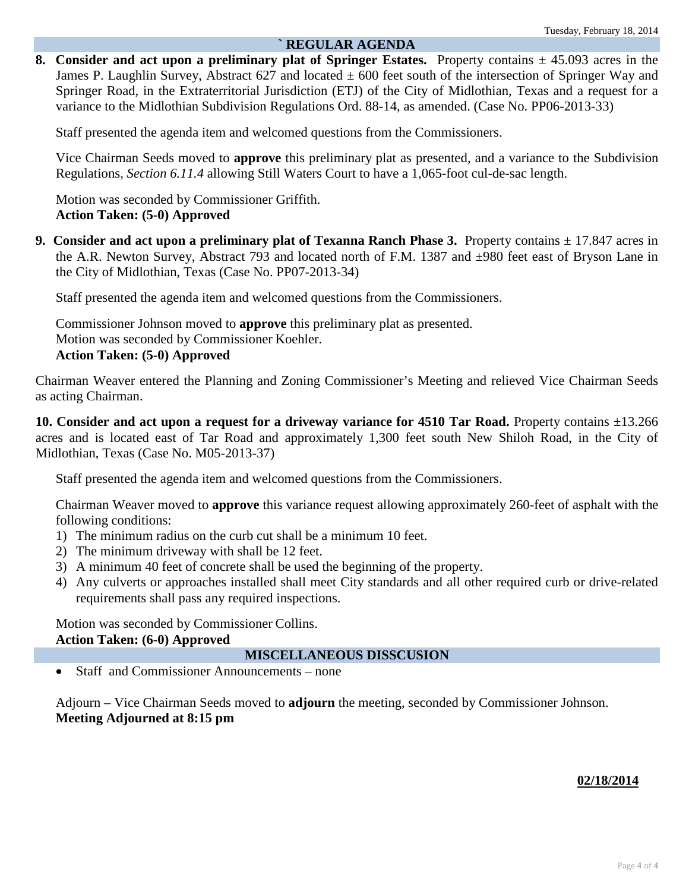## ` REGULAR AGENDA

**8. Consider and act upon a preliminary plat of Springer Estates.** Property contains ± 45.093 acres in the James P. Laughlin Survey, Abstract 627 and located ± 600 feet south of the intersection of Springer Way and Springer Road, in the Extraterritorial Jurisdiction (ETJ) of the City of Midlothian, Texas and a request for a variance to the Midlothian Subdivision Regulations Ord. 88-14, as amended. (Case No. PP06-2013-33)

Staff presented the agenda item and welcomed questions from the Commissioners.

Vice Chairman Seeds moved to **approve** this preliminary plat as presented, and a variance to the Subdivision Regulations, *Section 6.11.4* allowing Still Waters Court to have a 1,065-foot cul-de-sac length.

Motion was seconded by Commissioner Griffith.
**Action Taken: (5-0) Approved**

**9. Consider and act upon a preliminary plat of Texanna Ranch Phase 3.** Property contains ± 17.847 acres in the A.R. Newton Survey, Abstract 793 and located north of F.M. 1387 and ±980 feet east of Bryson Lane in the City of Midlothian, Texas (Case No. PP07-2013-34)

Staff presented the agenda item and welcomed questions from the Commissioners.

Commissioner Johnson moved to **approve** this preliminary plat as presented.
Motion was seconded by Commissioner Koehler.
**Action Taken: (5-0) Approved**

Chairman Weaver entered the Planning and Zoning Commissioner's Meeting and relieved Vice Chairman Seeds as acting Chairman.

**10. Consider and act upon a request for a driveway variance for 4510 Tar Road.** Property contains ±13.266 acres and is located east of Tar Road and approximately 1,300 feet south New Shiloh Road, in the City of Midlothian, Texas (Case No. M05-2013-37)

Staff presented the agenda item and welcomed questions from the Commissioners.

Chairman Weaver moved to **approve** this variance request allowing approximately 260-feet of asphalt with the following conditions:

1) The minimum radius on the curb cut shall be a minimum 10 feet.
2) The minimum driveway with shall be 12 feet.
3) A minimum 40 feet of concrete shall be used the beginning of the property.
4) Any culverts or approaches installed shall meet City standards and all other required curb or drive-related requirements shall pass any required inspections.

Motion was seconded by Commissioner Collins.
**Action Taken: (6-0) Approved**

## MISCELLANEOUS DISSCUSION

- Staff and Commissioner Announcements – none

Adjourn – Vice Chairman Seeds moved to **adjourn** the meeting, seconded by Commissioner Johnson.
**Meeting Adjourned at 8:15 pm**

**02/18/2014**